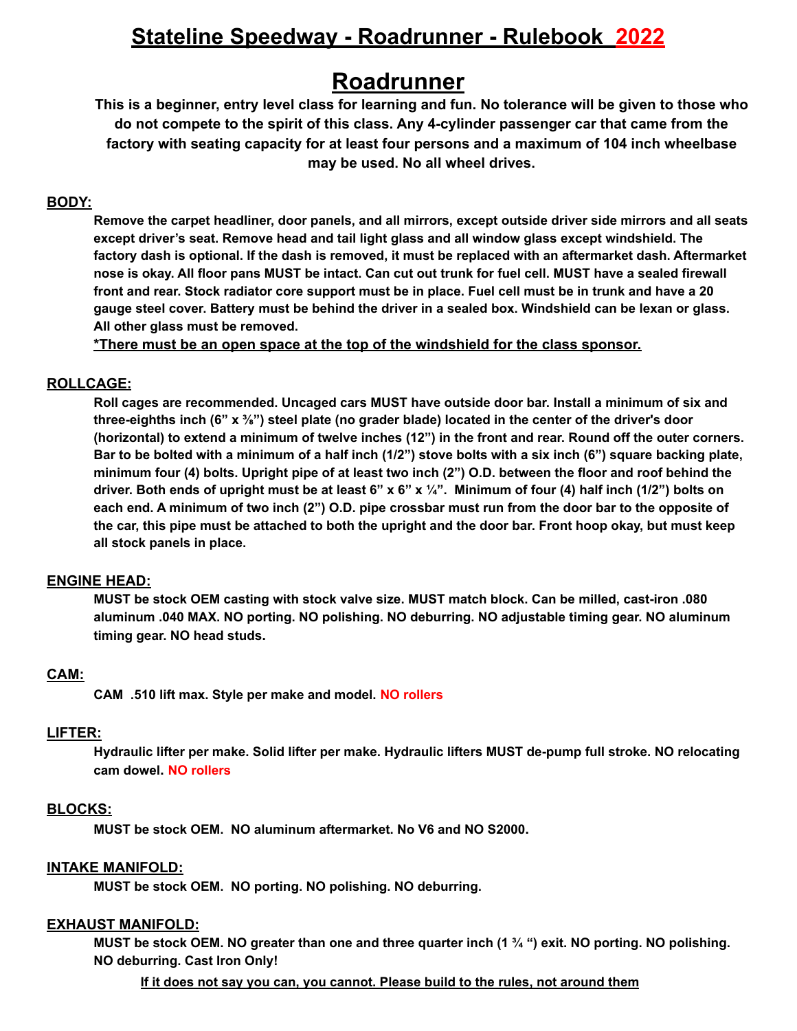# Stateline Speedway - Roadrunner - Rulebook 2022

## Roadrunner

**This is a beginner, entry level class for learning and fun. No tolerance will be given to those who do not compete to the spirit of this class. Any 4-cylinder passenger car that came from the factory with seating capacity for at least four persons and a maximum of 104 inch wheelbase may be used. No all wheel drives.**

### BODY:

**Remove the carpet headliner, door panels, and all mirrors, except outside driver side mirrors and all seats except driver's seat. Remove head and tail light glass and all window glass except windshield. The factory dash is optional. If the dash is removed, it must be replaced with an aftermarket dash. Aftermarket nose is okay. All floor pans MUST be intact. Can cut out trunk for fuel cell. MUST have a sealed firewall front and rear. Stock radiator core support must be in place. Fuel cell must be in trunk and have a 20 gauge steel cover. Battery must be behind the driver in a sealed box. Windshield can be lexan or glass. All other glass must be removed.**

**\*There must be an open space at the top of the windshield for the class sponsor.**

### ROLLCAGE:

**Roll cages are recommended. Uncaged cars MUST have outside door bar. Install a minimum of six and three-eighths inch (6" x ⅜") steel plate (no grader blade) located in the center of the driver's door (horizontal) to extend a minimum of twelve inches (12") in the front and rear. Round off the outer corners. Bar to be bolted with a minimum of a half inch (1/2") stove bolts with a six inch (6") square backing plate, minimum four (4) bolts. Upright pipe of at least two inch (2") O.D. between the floor and roof behind the driver. Both ends of upright must be at least 6" x 6" x ¼". Minimum of four (4) half inch (1/2") bolts on each end. A minimum of two inch (2") O.D. pipe crossbar must run from the door bar to the opposite of the car, this pipe must be attached to both the upright and the door bar. Front hoop okay, but must keep all stock panels in place.**

### ENGINE HEAD:

**MUST be stock OEM casting with stock valve size. MUST match block. Can be milled, cast-iron .080 aluminum .040 MAX. NO porting. NO polishing. NO deburring. NO adjustable timing gear. NO aluminum timing gear. NO head studs.**

### CAM:

**CAM .510 lift max. Style per make and model. NO rollers**

### LIFTER:

**Hydraulic lifter per make. Solid lifter per make. Hydraulic lifters MUST de-pump full stroke. NO relocating cam dowel. NO rollers**

### BLOCKS:

**MUST be stock OEM. NO aluminum aftermarket. No V6 and NO S2000.**

### INTAKE MANIFOLD:

**MUST be stock OEM. NO porting. NO polishing. NO deburring.**

### EXHAUST MANIFOLD:

**MUST be stock OEM. NO greater than one and three quarter inch (1 ¾ ") exit. NO porting. NO polishing. NO deburring. Cast Iron Only!**

**If it does not say you can, you cannot. Please build to the rules, not around them**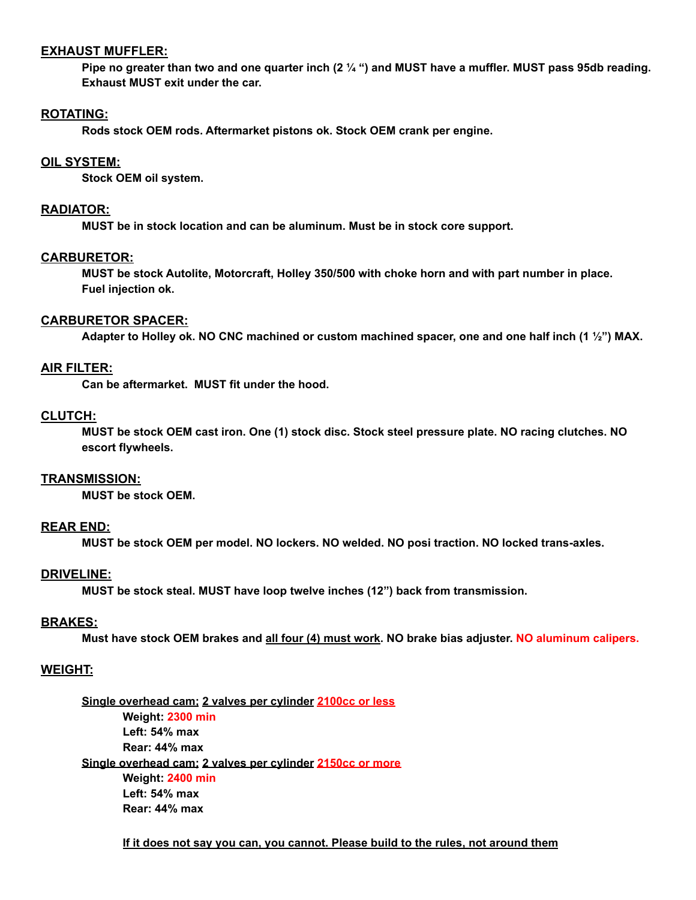## EXHAUST MUFFLER:

**Pipe no greater than two and one quarter inch (2 ¼ ") and MUST have a muffler. MUST pass 95db reading. Exhaust MUST exit under the car.**

## ROTATING:

**Rods stock OEM rods. Aftermarket pistons ok. Stock OEM crank per engine.**

## OIL SYSTEM:

**Stock OEM oil system.**

## RADIATOR:

**MUST be in stock location and can be aluminum. Must be in stock core support.**

## CARBURETOR:

**MUST be stock Autolite, Motorcraft, Holley 350/500 with choke horn and with part number in place. Fuel injection ok.**

## CARBURETOR SPACER:

**Adapter to Holley ok. NO CNC machined or custom machined spacer, one and one half inch (1 ½") MAX.**

## AIR FILTER:

**Can be aftermarket. MUST fit under the hood.**

## CLUTCH:

**MUST be stock OEM cast iron. One (1) stock disc. Stock steel pressure plate. NO racing clutches. NO escort flywheels.**

## TRANSMISSION:

**MUST be stock OEM.**

## REAR END:

**MUST be stock OEM per model. NO lockers. NO welded. NO posi traction. NO locked trans-axles.**

## DRIVELINE:

**MUST be stock steal. MUST have loop twelve inches (12") back from transmission.**

## BRAKES:

**Must have stock OEM brakes and all four (4) must work. NO brake bias adjuster. NO aluminum calipers.**

## WEIGHT:

**Single overhead cam; 2 valves per cylinder 2100cc or less**

- **Weight: 2300 min**
- **Left: 54% max**
- **Rear: 44% max**

**Single overhead cam; 2 valves per cylinder 2150cc or more**

- **Weight: 2400 min**
- **Left: 54% max**
- **Rear: 44% max**

**If it does not say you can, you cannot. Please build to the rules, not around them**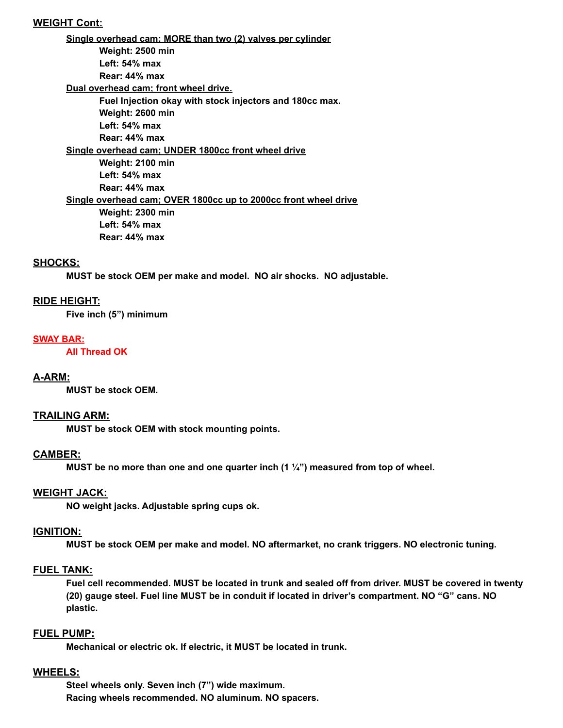## WEIGHT Cont:

**Single overhead cam; MORE than two (2) valves per cylinder**

**Weight: 2500 min**
**Left: 54% max**
**Rear: 44% max**

**Dual overhead cam; front wheel drive.**

**Fuel Injection okay with stock injectors and 180cc max.**
**Weight: 2600 min**
**Left: 54% max**
**Rear: 44% max**

**Single overhead cam; UNDER 1800cc front wheel drive**

**Weight: 2100 min**
**Left: 54% max**
**Rear: 44% max**

**Single overhead cam; OVER 1800cc up to 2000cc front wheel drive**

**Weight: 2300 min**
**Left: 54% max**
**Rear: 44% max**

## SHOCKS:

**MUST be stock OEM per make and model. NO air shocks. NO adjustable.**

## RIDE HEIGHT:

**Five inch (5") minimum**

## SWAY BAR:

**All Thread OK**

## A-ARM:

**MUST be stock OEM.**

## TRAILING ARM:

**MUST be stock OEM with stock mounting points.**

## CAMBER:

**MUST be no more than one and one quarter inch (1 ¼") measured from top of wheel.**

## WEIGHT JACK:

**NO weight jacks. Adjustable spring cups ok.**

## IGNITION:

**MUST be stock OEM per make and model. NO aftermarket, no crank triggers. NO electronic tuning.**

## FUEL TANK:

**Fuel cell recommended. MUST be located in trunk and sealed off from driver. MUST be covered in twenty (20) gauge steel. Fuel line MUST be in conduit if located in driver's compartment. NO "G" cans. NO plastic.**

## FUEL PUMP:

**Mechanical or electric ok. If electric, it MUST be located in trunk.**

## WHEELS:

**Steel wheels only. Seven inch (7") wide maximum.**
**Racing wheels recommended. NO aluminum. NO spacers.**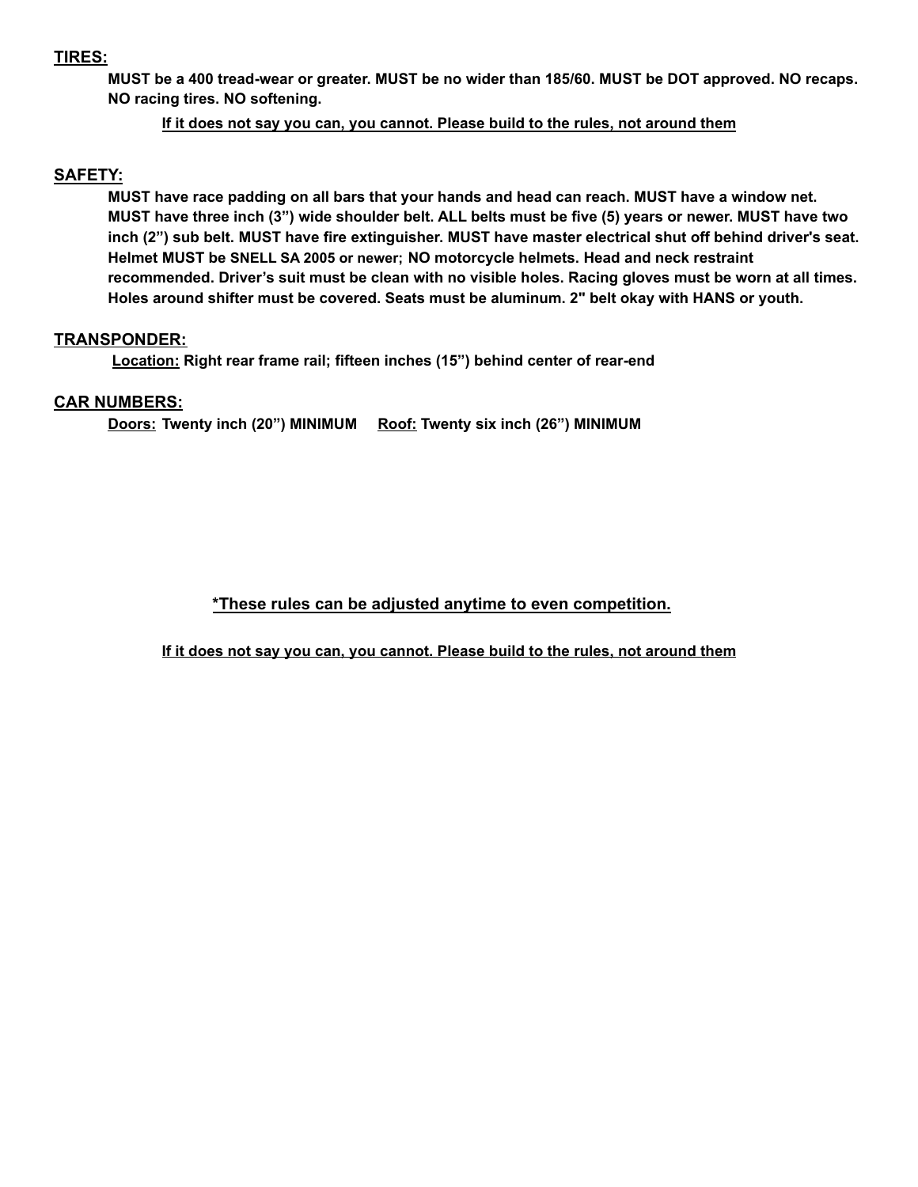## TIRES:

**MUST be a 400 tread-wear or greater. MUST be no wider than 185/60. MUST be DOT approved. NO recaps. NO racing tires. NO softening.**

**If it does not say you can, you cannot. Please build to the rules, not around them**

## SAFETY:

**MUST have race padding on all bars that your hands and head can reach. MUST have a window net. MUST have three inch (3") wide shoulder belt. ALL belts must be five (5) years or newer. MUST have two inch (2") sub belt. MUST have fire extinguisher. MUST have master electrical shut off behind driver's seat. Helmet MUST be SNELL SA 2005 or newer; NO motorcycle helmets. Head and neck restraint recommended. Driver's suit must be clean with no visible holes. Racing gloves must be worn at all times. Holes around shifter must be covered. Seats must be aluminum. 2" belt okay with HANS or youth.**

## TRANSPONDER:

**Location: Right rear frame rail; fifteen inches (15") behind center of rear-end**

## CAR NUMBERS:

**Doors: Twenty inch (20") MINIMUM** **Roof: Twenty six inch (26") MINIMUM**

**\*These rules can be adjusted anytime to even competition.**

**If it does not say you can, you cannot. Please build to the rules, not around them**